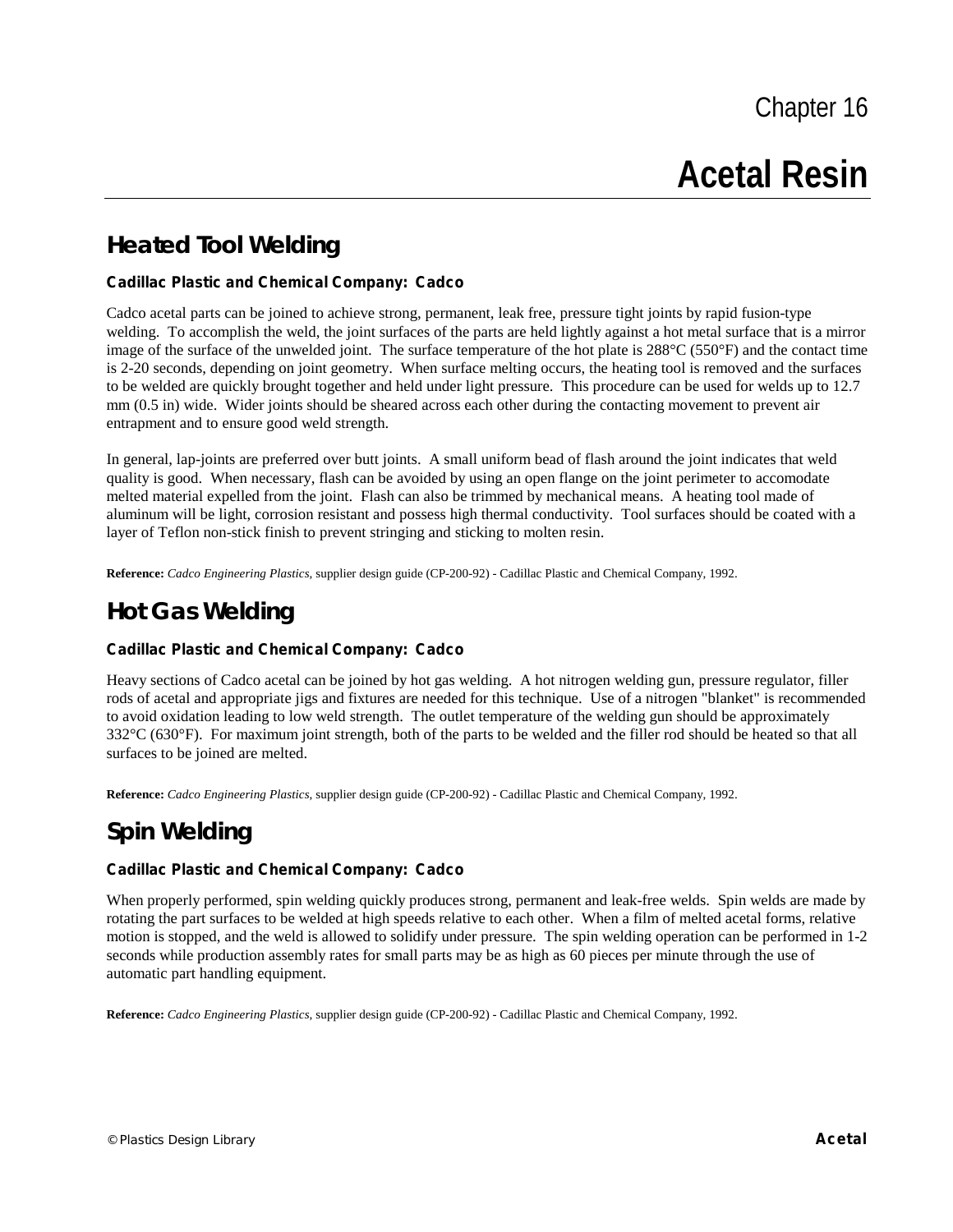Chapter 16

# Acetal Resin

## Heated Tool Welding

### Cadillac Plastic and Chemical Company: Cadco

Cadco acetal parts can be joined to achieve strong, permanent, leak free, pressure tight joints by rapid fusion-type welding. To accomplish the weld, the joint surfaces of the parts are held lightly against a hot metal surface that is a mirror image of the surface of the unwelded joint. The surface temperature of the hot plate is 288°C (550°F) and the contact time is 2-20 seconds, depending on joint geometry. When surface melting occurs, the heating tool is removed and the surfaces to be welded are quickly brought together and held under light pressure. This procedure can be used for welds up to 12.7 mm (0.5 in) wide. Wider joints should be sheared across each other during the contacting movement to prevent air entrapment and to ensure good weld strength.

In general, lap-joints are preferred over butt joints. A small uniform bead of flash around the joint indicates that weld quality is good. When necessary, flash can be avoided by using an open flange on the joint perimeter to accomodate melted material expelled from the joint. Flash can also be trimmed by mechanical means. A heating tool made of aluminum will be light, corrosion resistant and possess high thermal conductivity. Tool surfaces should be coated with a layer of Teflon non-stick finish to prevent stringing and sticking to molten resin.

**Reference:** *Cadco Engineering Plastics,* supplier design guide (CP-200-92) - Cadillac Plastic and Chemical Company, 1992.

## Hot Gas Welding

### Cadillac Plastic and Chemical Company: Cadco

Heavy sections of Cadco acetal can be joined by hot gas welding. A hot nitrogen welding gun, pressure regulator, filler rods of acetal and appropriate jigs and fixtures are needed for this technique. Use of a nitrogen "blanket" is recommended to avoid oxidation leading to low weld strength. The outlet temperature of the welding gun should be approximately 332°C (630°F). For maximum joint strength, both of the parts to be welded and the filler rod should be heated so that all surfaces to be joined are melted.

**Reference:** *Cadco Engineering Plastics,* supplier design guide (CP-200-92) - Cadillac Plastic and Chemical Company, 1992.

## Spin Welding

### Cadillac Plastic and Chemical Company: Cadco

When properly performed, spin welding quickly produces strong, permanent and leak-free welds. Spin welds are made by rotating the part surfaces to be welded at high speeds relative to each other. When a film of melted acetal forms, relative motion is stopped, and the weld is allowed to solidify under pressure. The spin welding operation can be performed in 1-2 seconds while production assembly rates for small parts may be as high as 60 pieces per minute through the use of automatic part handling equipment.

**Reference:** *Cadco Engineering Plastics,* supplier design guide (CP-200-92) - Cadillac Plastic and Chemical Company, 1992.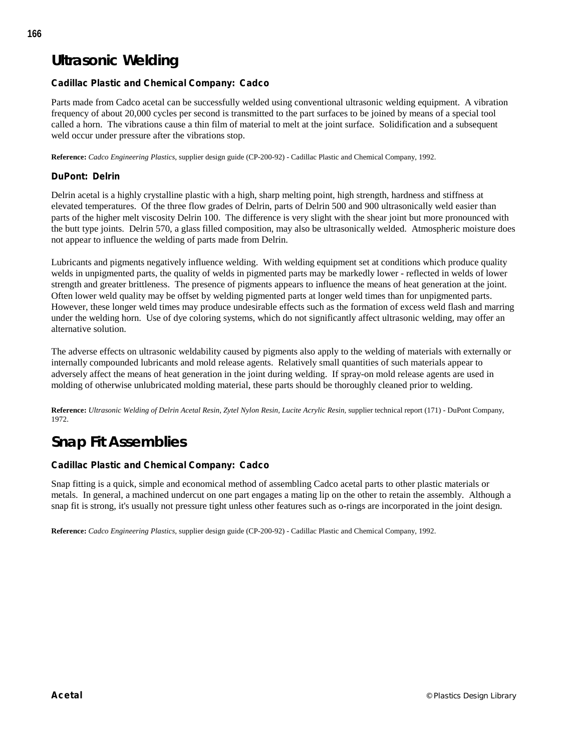# Ultrasonic Welding

### Cadillac Plastic and Chemical Company: Cadco

Parts made from Cadco acetal can be successfully welded using conventional ultrasonic welding equipment. A vibration frequency of about 20,000 cycles per second is transmitted to the part surfaces to be joined by means of a special tool called a horn. The vibrations cause a thin film of material to melt at the joint surface. Solidification and a subsequent weld occur under pressure after the vibrations stop.

**Reference:** *Cadco Engineering Plastics*, supplier design guide (CP-200-92) - Cadillac Plastic and Chemical Company, 1992.

### DuPont: Delrin

Delrin acetal is a highly crystalline plastic with a high, sharp melting point, high strength, hardness and stiffness at elevated temperatures. Of the three flow grades of Delrin, parts of Delrin 500 and 900 ultrasonically weld easier than parts of the higher melt viscosity Delrin 100. The difference is very slight with the shear joint but more pronounced with the butt type joints. Delrin 570, a glass filled composition, may also be ultrasonically welded. Atmospheric moisture does not appear to influence the welding of parts made from Delrin.

Lubricants and pigments negatively influence welding. With welding equipment set at conditions which produce quality welds in unpigmented parts, the quality of welds in pigmented parts may be markedly lower - reflected in welds of lower strength and greater brittleness. The presence of pigments appears to influence the means of heat generation at the joint. Often lower weld quality may be offset by welding pigmented parts at longer weld times than for unpigmented parts. However, these longer weld times may produce undesirable effects such as the formation of excess weld flash and marring under the welding horn. Use of dye coloring systems, which do not significantly affect ultrasonic welding, may offer an alternative solution.

The adverse effects on ultrasonic weldability caused by pigments also apply to the welding of materials with externally or internally compounded lubricants and mold release agents. Relatively small quantities of such materials appear to adversely affect the means of heat generation in the joint during welding. If spray-on mold release agents are used in molding of otherwise unlubricated molding material, these parts should be thoroughly cleaned prior to welding.

**Reference:** *Ultrasonic Welding of Delrin Acetal Resin, Zytel Nylon Resin, Lucite Acrylic Resin*, supplier technical report (171) - DuPont Company, 1972.

# Snap Fit Assemblies

### Cadillac Plastic and Chemical Company: Cadco

Snap fitting is a quick, simple and economical method of assembling Cadco acetal parts to other plastic materials or metals. In general, a machined undercut on one part engages a mating lip on the other to retain the assembly. Although a snap fit is strong, it's usually not pressure tight unless other features such as o-rings are incorporated in the joint design.

**Reference:** *Cadco Engineering Plastics*, supplier design guide (CP-200-92) - Cadillac Plastic and Chemical Company, 1992.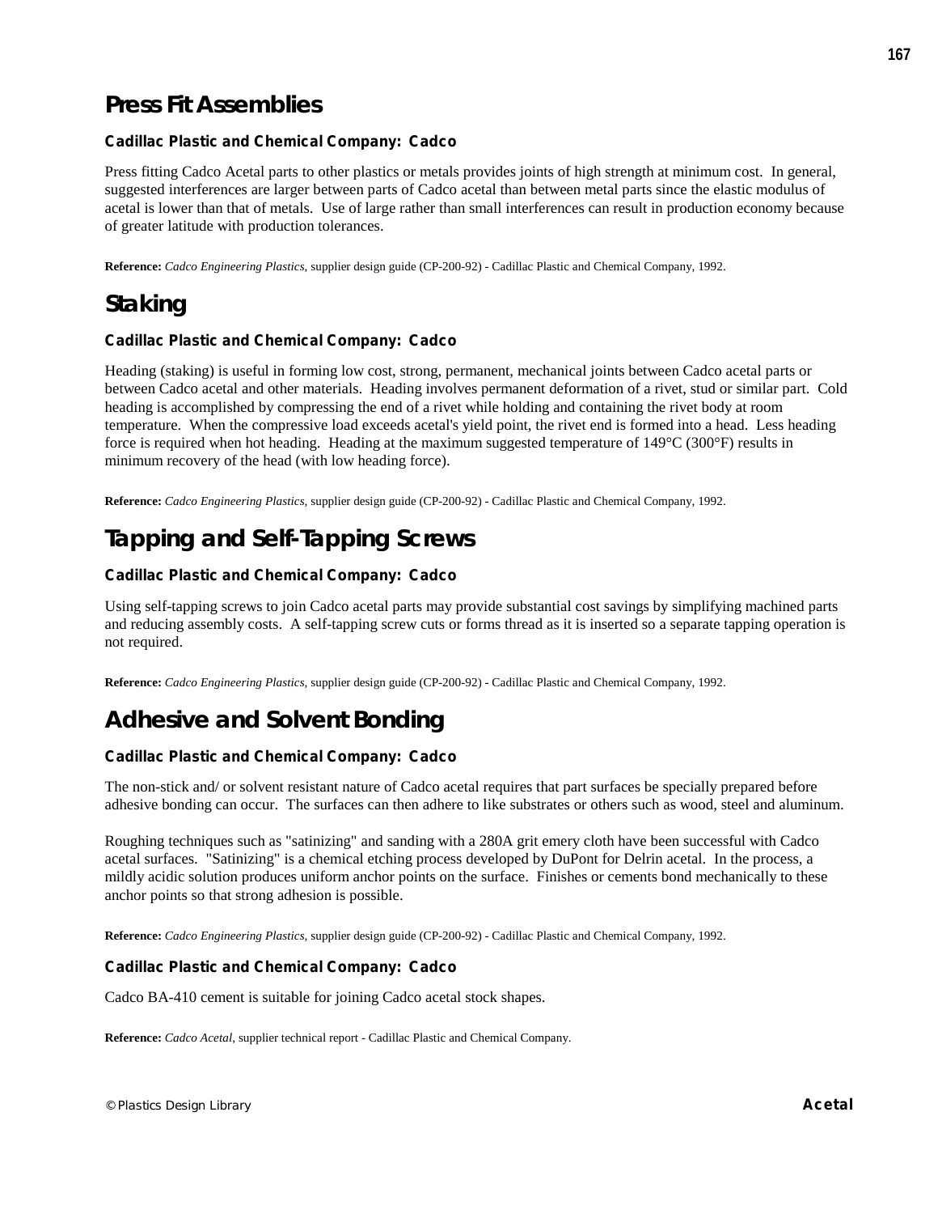## Press Fit Assemblies

#### Cadillac Plastic and Chemical Company: Cadco

Press fitting Cadco Acetal parts to other plastics or metals provides joints of high strength at minimum cost. In general, suggested interferences are larger between parts of Cadco acetal than between metal parts since the elastic modulus of acetal is lower than that of metals. Use of large rather than small interferences can result in production economy because of greater latitude with production tolerances.

**Reference:** *Cadco Engineering Plastics,* supplier design guide (CP-200-92) - Cadillac Plastic and Chemical Company, 1992.

## Staking

#### Cadillac Plastic and Chemical Company: Cadco

Heading (staking) is useful in forming low cost, strong, permanent, mechanical joints between Cadco acetal parts or between Cadco acetal and other materials. Heading involves permanent deformation of a rivet, stud or similar part. Cold heading is accomplished by compressing the end of a rivet while holding and containing the rivet body at room temperature. When the compressive load exceeds acetal's yield point, the rivet end is formed into a head. Less heading force is required when hot heading. Heading at the maximum suggested temperature of 149°C (300°F) results in minimum recovery of the head (with low heading force).

**Reference:** *Cadco Engineering Plastics,* supplier design guide (CP-200-92) - Cadillac Plastic and Chemical Company, 1992.

## Tapping and Self-Tapping Screws

#### Cadillac Plastic and Chemical Company: Cadco

Using self-tapping screws to join Cadco acetal parts may provide substantial cost savings by simplifying machined parts and reducing assembly costs. A self-tapping screw cuts or forms thread as it is inserted so a separate tapping operation is not required.

**Reference:** *Cadco Engineering Plastics,* supplier design guide (CP-200-92) - Cadillac Plastic and Chemical Company, 1992.

## Adhesive and Solvent Bonding

#### Cadillac Plastic and Chemical Company: Cadco

The non-stick and/ or solvent resistant nature of Cadco acetal requires that part surfaces be specially prepared before adhesive bonding can occur. The surfaces can then adhere to like substrates or others such as wood, steel and aluminum.

Roughing techniques such as "satinizing" and sanding with a 280A grit emery cloth have been successful with Cadco acetal surfaces. "Satinizing" is a chemical etching process developed by DuPont for Delrin acetal. In the process, a mildly acidic solution produces uniform anchor points on the surface. Finishes or cements bond mechanically to these anchor points so that strong adhesion is possible.

**Reference:** *Cadco Engineering Plastics,* supplier design guide (CP-200-92) - Cadillac Plastic and Chemical Company, 1992.

#### Cadillac Plastic and Chemical Company: Cadco

Cadco BA-410 cement is suitable for joining Cadco acetal stock shapes.

**Reference:** *Cadco Acetal,* supplier technical report - Cadillac Plastic and Chemical Company.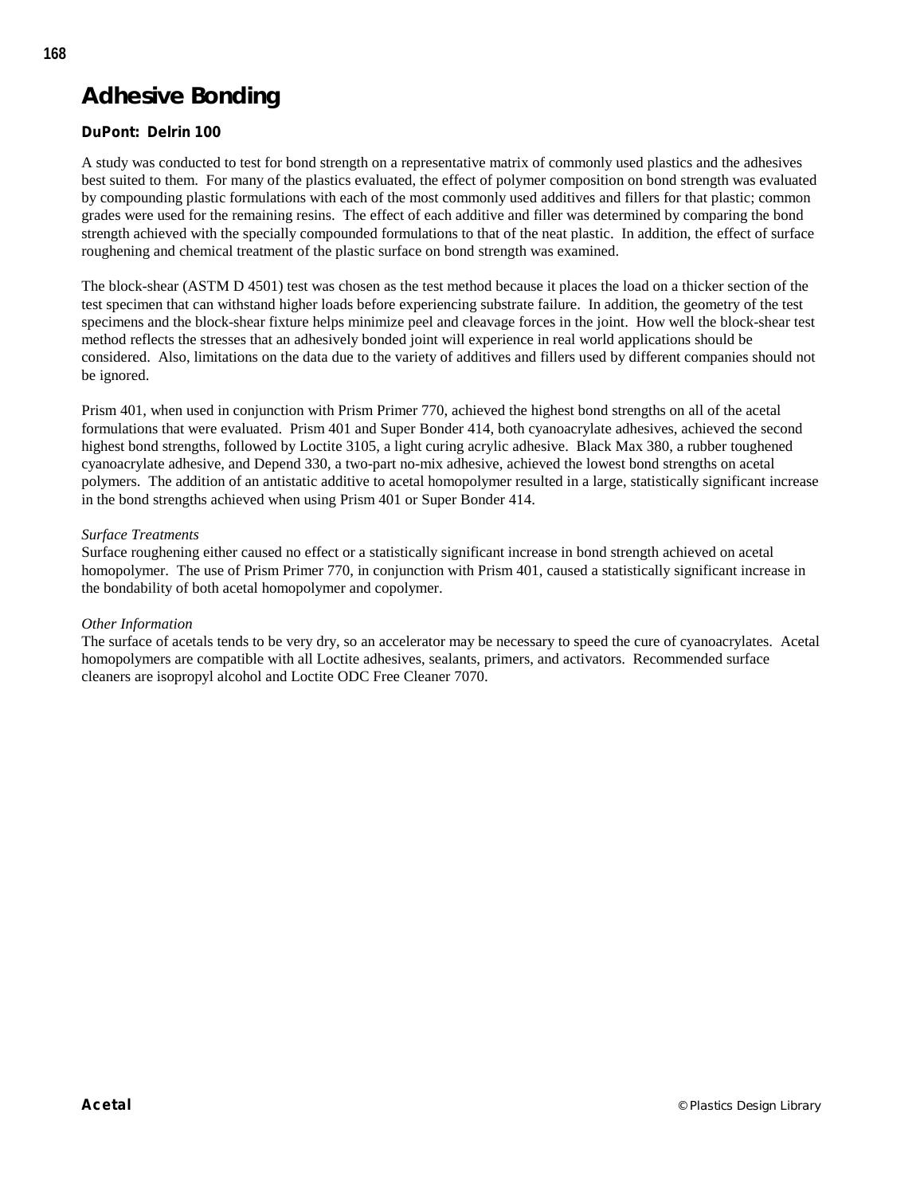# Adhesive Bonding

## DuPont: Delrin 100

A study was conducted to test for bond strength on a representative matrix of commonly used plastics and the adhesives best suited to them. For many of the plastics evaluated, the effect of polymer composition on bond strength was evaluated by compounding plastic formulations with each of the most commonly used additives and fillers for that plastic; common grades were used for the remaining resins. The effect of each additive and filler was determined by comparing the bond strength achieved with the specially compounded formulations to that of the neat plastic. In addition, the effect of surface roughening and chemical treatment of the plastic surface on bond strength was examined.

The block-shear (ASTM D 4501) test was chosen as the test method because it places the load on a thicker section of the test specimen that can withstand higher loads before experiencing substrate failure. In addition, the geometry of the test specimens and the block-shear fixture helps minimize peel and cleavage forces in the joint. How well the block-shear test method reflects the stresses that an adhesively bonded joint will experience in real world applications should be considered. Also, limitations on the data due to the variety of additives and fillers used by different companies should not be ignored.

Prism 401, when used in conjunction with Prism Primer 770, achieved the highest bond strengths on all of the acetal formulations that were evaluated. Prism 401 and Super Bonder 414, both cyanoacrylate adhesives, achieved the second highest bond strengths, followed by Loctite 3105, a light curing acrylic adhesive. Black Max 380, a rubber toughened cyanoacrylate adhesive, and Depend 330, a two-part no-mix adhesive, achieved the lowest bond strengths on acetal polymers. The addition of an antistatic additive to acetal homopolymer resulted in a large, statistically significant increase in the bond strengths achieved when using Prism 401 or Super Bonder 414.

*Surface Treatments*

Surface roughening either caused no effect or a statistically significant increase in bond strength achieved on acetal homopolymer. The use of Prism Primer 770, in conjunction with Prism 401, caused a statistically significant increase in the bondability of both acetal homopolymer and copolymer.

*Other Information*

The surface of acetals tends to be very dry, so an accelerator may be necessary to speed the cure of cyanoacrylates. Acetal homopolymers are compatible with all Loctite adhesives, sealants, primers, and activators. Recommended surface cleaners are isopropyl alcohol and Loctite ODC Free Cleaner 7070.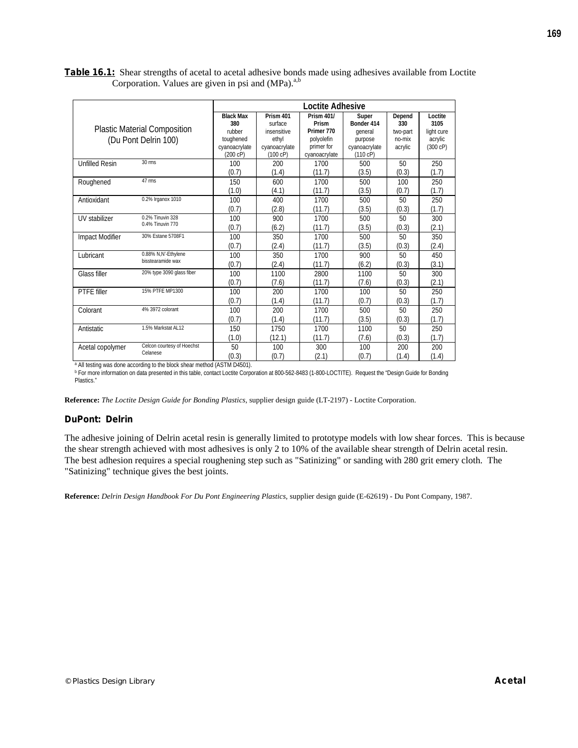**Table 16.1:** Shear strengths of acetal to acetal adhesive bonds made using adhesives available from Loctite Corporation. Values are given in psi and (MPa).[a,b]

| Plastic Material Composition (Du Pont Delrin 100) | | Loctite Adhesive | | | | | |
|---|---|---|---|---|---|---|---|
| | | **Black Max 380** rubber toughened cyanoacrylate (200 cP) | **Prism 401** surface insensitive ethyl cyanoacrylate (100 cP) | **Prism 401/ Prism Primer 770** polyolefin primer for cyanoacrylate | **Super Bonder 414** general purpose cyanoacrylate (110 cP) | **Depend 330** two-part no-mix acrylic | **Loctite 3105** light cure acrylic (300 cP) |
| Unfilled Resin | 30 rms | 100 (0.7) | 200 (1.4) | 1700 (11.7) | 500 (3.5) | 50 (0.3) | 250 (1.7) |
| Roughened | 47 rms | 150 (1.0) | 600 (4.1) | 1700 (11.7) | 500 (3.5) | 100 (0.7) | 250 (1.7) |
| Antioxidant | 0.2% Irganox 1010 | 100 (0.7) | 400 (2.8) | 1700 (11.7) | 500 (3.5) | 50 (0.3) | 250 (1.7) |
| UV stabilizer | 0.2% Tinuvin 328 0.4% Tinuvin 770 | 100 (0.7) | 900 (6.2) | 1700 (11.7) | 500 (3.5) | 50 (0.3) | 300 (2.1) |
| Impact Modifier | 30% Estane 5708F1 | 100 (0.7) | 350 (2.4) | 1700 (11.7) | 500 (3.5) | 50 (0.3) | 350 (2.4) |
| Lubricant | 0.88% N,N'-Ethylene bisstearamide wax | 100 (0.7) | 350 (2.4) | 1700 (11.7) | 900 (6.2) | 50 (0.3) | 450 (3.1) |
| Glass filler | 20% type 3090 glass fiber | 100 (0.7) | 1100 (7.6) | 2800 (11.7) | 1100 (7.6) | 50 (0.3) | 300 (2.1) |
| PTFE filler | 15% PTFE MP1300 | 100 (0.7) | 200 (1.4) | 1700 (11.7) | 100 (0.7) | 50 (0.3) | 250 (1.7) |
| Colorant | 4% 3972 colorant | 100 (0.7) | 200 (1.4) | 1700 (11.7) | 500 (3.5) | 50 (0.3) | 250 (1.7) |
| Antistatic | 1.5% Markstat AL12 | 150 (1.0) | 1750 (12.1) | 1700 (11.7) | 1100 (7.6) | 50 (0.3) | 250 (1.7) |
| Acetal copolymer | Celcon courtesy of Hoechst Celanese | 50 (0.3) | 100 (0.7) | 300 (2.1) | 100 (0.7) | 200 (1.4) | 200 (1.4) |

[a] All testing was done according to the block shear method (ASTM D4501).

[b] For more information on data presented in this table, contact Loctite Corporation at 800-562-8483 (1-800-LOCTITE). Request the "Design Guide for Bonding Plastics."

**Reference:** *The Loctite Design Guide for Bonding Plastics*, supplier design guide (LT-2197) - Loctite Corporation.

### DuPont: Delrin

The adhesive joining of Delrin acetal resin is generally limited to prototype models with low shear forces. This is because the shear strength achieved with most adhesives is only 2 to 10% of the available shear strength of Delrin acetal resin. The best adhesion requires a special roughening step such as "Satinizing" or sanding with 280 grit emery cloth. The "Satinizing" technique gives the best joints.

**Reference:** *Delrin Design Handbook For Du Pont Engineering Plastics*, supplier design guide (E-62619) - Du Pont Company, 1987.